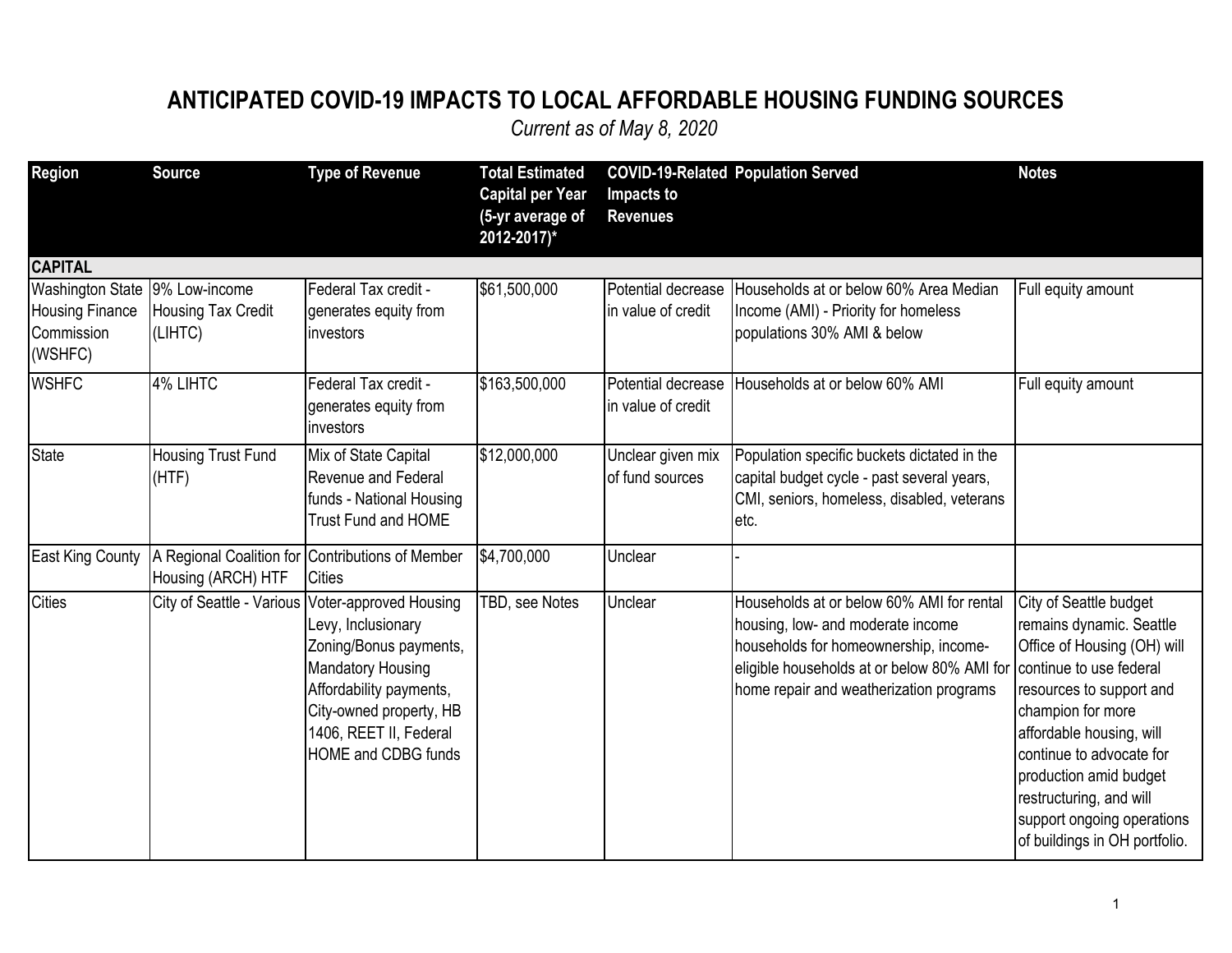# ANTICIPATED COVID-19 IMPACTS TO LOCAL AFFORDABLE HOUSING FUNDING SOURCES

*Current as of May 8, 2020*

| Region | Source | Type of Revenue | Total Estimated Capital per Year (5-yr average of 2012-2017)* | COVID-19-Related Impacts to Revenues | Population Served | Notes |
|---|---|---|---|---|---|---|
| **CAPITAL** | | | | | | |
| Washington State Housing Finance Commission (WSHFC) | 9% Low-income Housing Tax Credit (LIHTC) | Federal Tax credit - generates equity from investors | $61,500,000 | Potential decrease in value of credit | Households at or below 60% Area Median Income (AMI) - Priority for homeless populations 30% AMI & below | Full equity amount |
| WSHFC | 4% LIHTC | Federal Tax credit - generates equity from investors | $163,500,000 | Potential decrease in value of credit | Households at or below 60% AMI | Full equity amount |
| State | Housing Trust Fund (HTF) | Mix of State Capital Revenue and Federal funds - National Housing Trust Fund and HOME | $12,000,000 | Unclear given mix of fund sources | Population specific buckets dictated in the capital budget cycle - past several years, CMI, seniors, homeless, disabled, veterans etc. | |
| East King County | A Regional Coalition for Housing (ARCH) HTF | Contributions of Member Cities | $4,700,000 | Unclear | - | |
| Cities | City of Seattle - Various | Voter-approved Housing Levy, Inclusionary Zoning/Bonus payments, Mandatory Housing Affordability payments, City-owned property, HB 1406, REET II, Federal HOME and CDBG funds | TBD, see Notes | Unclear | Households at or below 60% AMI for rental housing, low- and moderate income households for homeownership, income-eligible households at or below 80% AMI for home repair and weatherization programs | City of Seattle budget remains dynamic. Seattle Office of Housing (OH) will continue to use federal resources to support and champion for more affordable housing, will continue to advocate for production amid budget restructuring, and will support ongoing operations of buildings in OH portfolio. |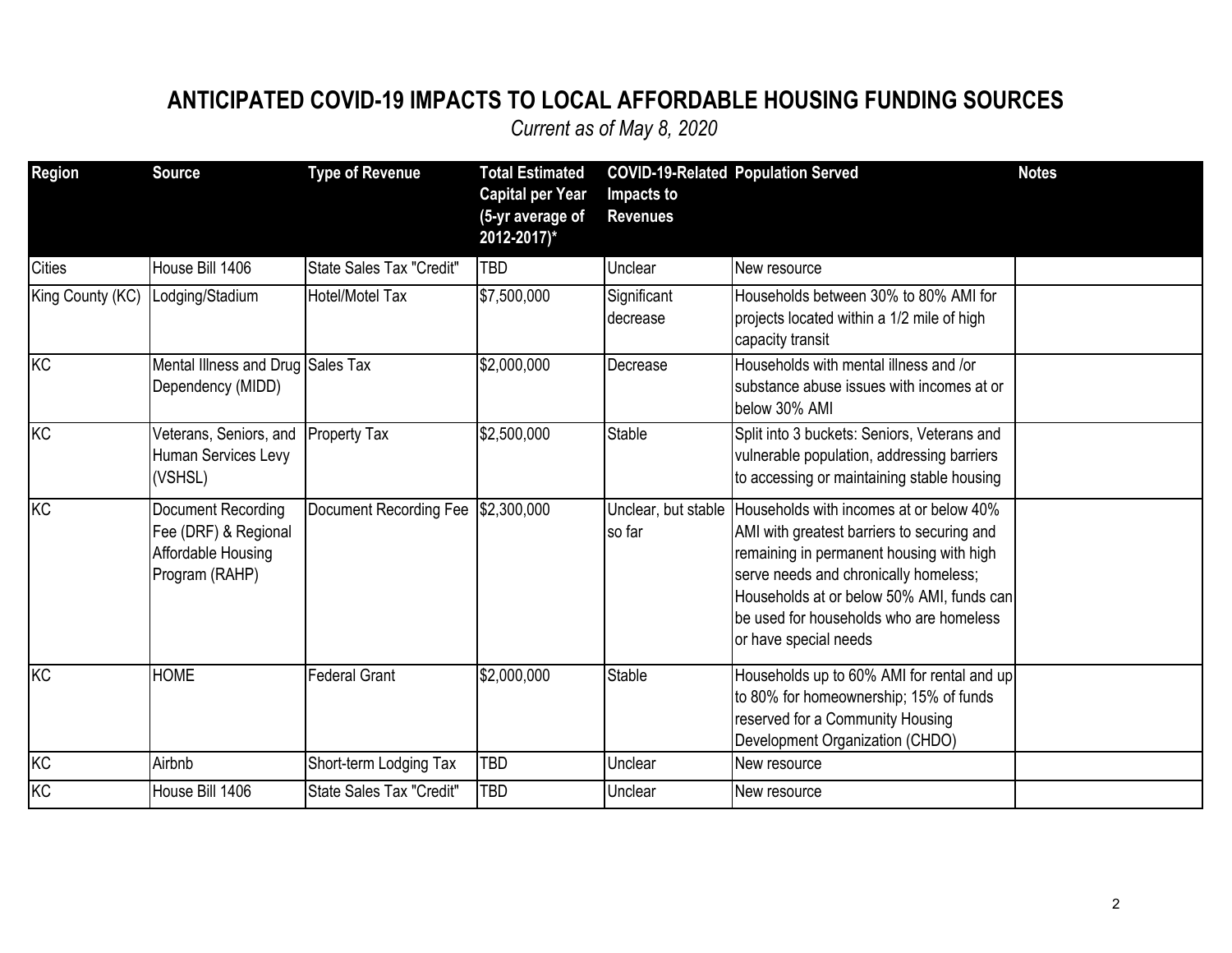# ANTICIPATED COVID-19 IMPACTS TO LOCAL AFFORDABLE HOUSING FUNDING SOURCES

*Current as of May 8, 2020*

| Region | Source | Type of Revenue | Total Estimated Capital per Year (5-yr average of 2012-2017)* | COVID-19-Related Impacts to Revenues | Population Served | Notes |
|---|---|---|---|---|---|---|
| Cities | House Bill 1406 | State Sales Tax "Credit" | TBD | Unclear | New resource | |
| King County (KC) | Lodging/Stadium | Hotel/Motel Tax | $7,500,000 | Significant decrease | Households between 30% to 80% AMI for projects located within a 1/2 mile of high capacity transit | |
| KC | Mental Illness and Drug Dependency (MIDD) | Sales Tax | $2,000,000 | Decrease | Households with mental illness and /or substance abuse issues with incomes at or below 30% AMI | |
| KC | Veterans, Seniors, and Human Services Levy (VSHSL) | Property Tax | $2,500,000 | Stable | Split into 3 buckets: Seniors, Veterans and vulnerable population, addressing barriers to accessing or maintaining stable housing | |
| KC | Document Recording Fee (DRF) & Regional Affordable Housing Program (RAHP) | Document Recording Fee | $2,300,000 | Unclear, but stable so far | Households with incomes at or below 40% AMI with greatest barriers to securing and remaining in permanent housing with high serve needs and chronically homeless; Households at or below 50% AMI, funds can be used for households who are homeless or have special needs | |
| KC | HOME | Federal Grant | $2,000,000 | Stable | Households up to 60% AMI for rental and up to 80% for homeownership; 15% of funds reserved for a Community Housing Development Organization (CHDO) | |
| KC | Airbnb | Short-term Lodging Tax | TBD | Unclear | New resource | |
| KC | House Bill 1406 | State Sales Tax "Credit" | TBD | Unclear | New resource | |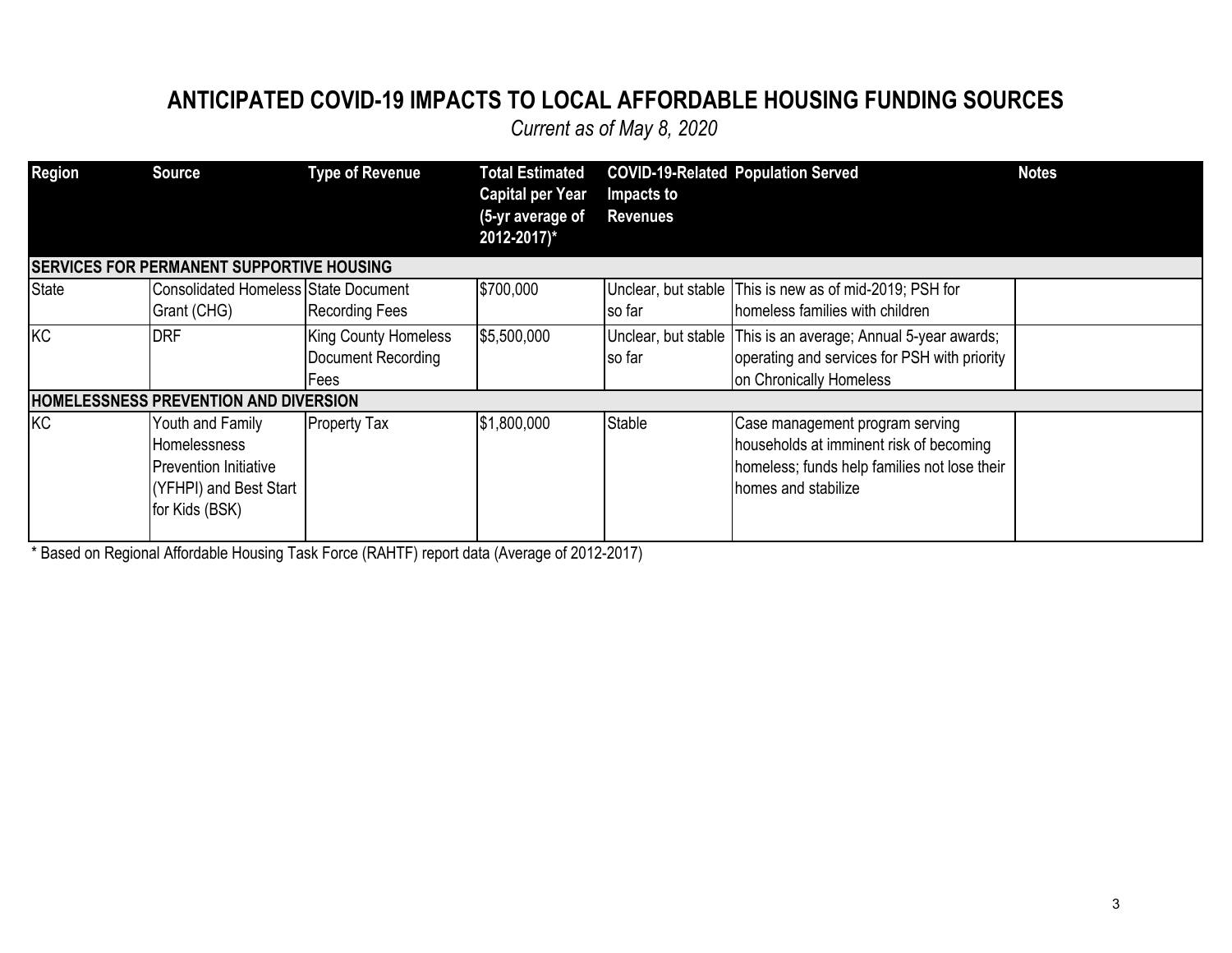# ANTICIPATED COVID-19 IMPACTS TO LOCAL AFFORDABLE HOUSING FUNDING SOURCES

*Current as of May 8, 2020*

| Region | Source | Type of Revenue | Total Estimated Capital per Year (5-yr average of 2012-2017)* | COVID-19-Related Impacts to Revenues | Population Served | Notes |
|---|---|---|---|---|---|---|
| **SERVICES FOR PERMANENT SUPPORTIVE HOUSING** | | | | | | |
| State | Consolidated Homeless Grant (CHG) | State Document Recording Fees | $700,000 | Unclear, but stable so far | This is new as of mid-2019; PSH for homeless families with children | |
| KC | DRF | King County Homeless Document Recording Fees | $5,500,000 | Unclear, but stable so far | This is an average; Annual 5-year awards; operating and services for PSH with priority on Chronically Homeless | |
| **HOMELESSNESS PREVENTION AND DIVERSION** | | | | | | |
| KC | Youth and Family Homelessness Prevention Initiative (YFHPI) and Best Start for Kids (BSK) | Property Tax | $1,800,000 | Stable | Case management program serving households at imminent risk of becoming homeless; funds help families not lose their homes and stabilize | |

* Based on Regional Affordable Housing Task Force (RAHTF) report data (Average of 2012-2017)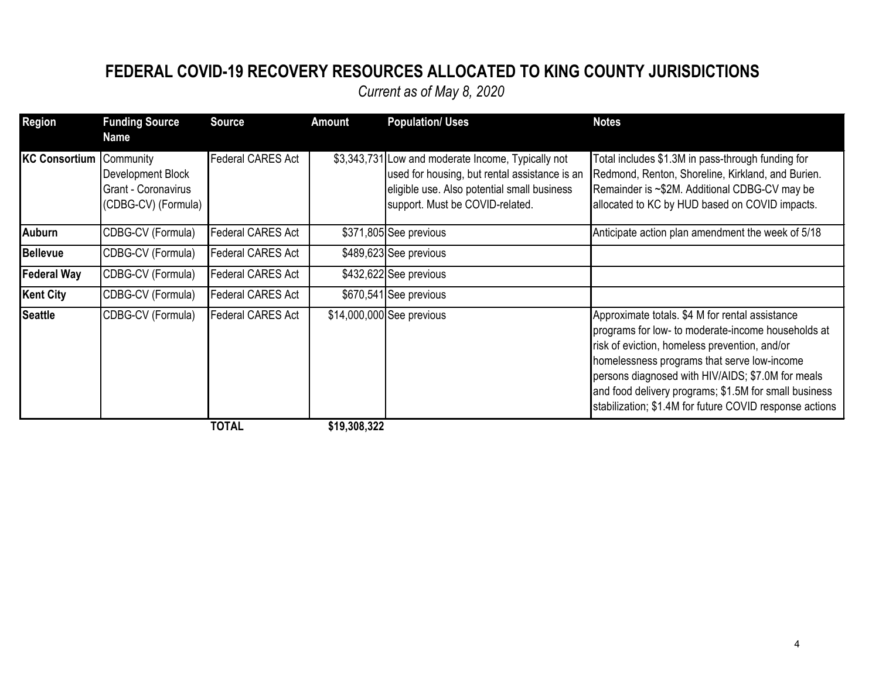# FEDERAL COVID-19 RECOVERY RESOURCES ALLOCATED TO KING COUNTY JURISDICTIONS

*Current as of May 8, 2020*

| Region | Funding Source Name | Source | Amount | Population/ Uses | Notes |
|---|---|---|---|---|---|
| **KC Consortium** | Community Development Block Grant - Coronavirus (CDBG-CV) (Formula) | Federal CARES Act | $3,343,731 | Low and moderate Income, Typically not used for housing, but rental assistance is an eligible use. Also potential small business support. Must be COVID-related. | Total includes $1.3M in pass-through funding for Redmond, Renton, Shoreline, Kirkland, and Burien. Remainder is ~$2M. Additional CDBG-CV may be allocated to KC by HUD based on COVID impacts. |
| **Auburn** | CDBG-CV (Formula) | Federal CARES Act | $371,805 | See previous | Anticipate action plan amendment the week of 5/18 |
| **Bellevue** | CDBG-CV (Formula) | Federal CARES Act | $489,623 | See previous | |
| **Federal Way** | CDBG-CV (Formula) | Federal CARES Act | $432,622 | See previous | |
| **Kent City** | CDBG-CV (Formula) | Federal CARES Act | $670,541 | See previous | |
| **Seattle** | CDBG-CV (Formula) | Federal CARES Act | $14,000,000 | See previous | Approximate totals. $4 M for rental assistance programs for low- to moderate-income households at risk of eviction, homeless prevention, and/or homelessness programs that serve low-income persons diagnosed with HIV/AIDS; $7.0M for meals and food delivery programs; $1.5M for small business stabilization; $1.4M for future COVID response actions |
| | | **TOTAL** | **$19,308,322** | | |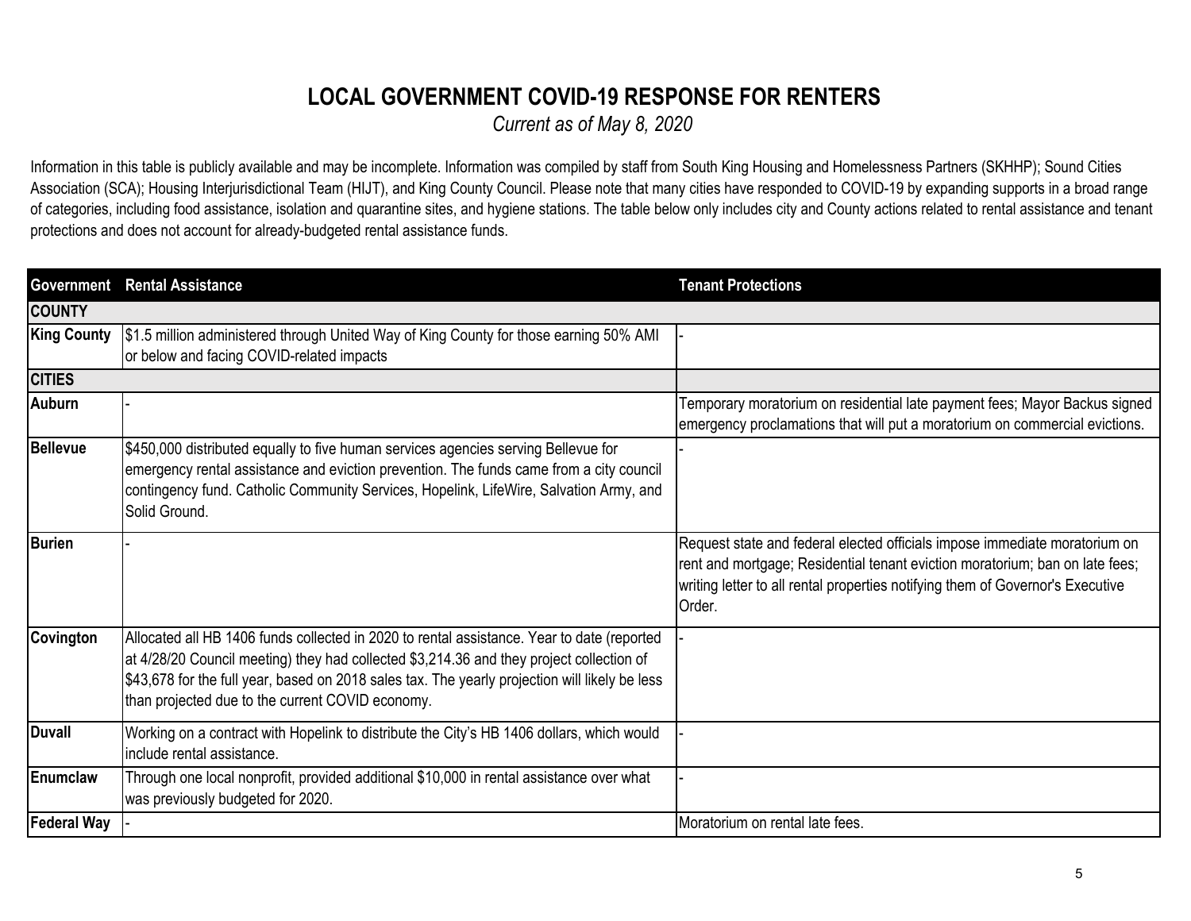# LOCAL GOVERNMENT COVID-19 RESPONSE FOR RENTERS

*Current as of May 8, 2020*

Information in this table is publicly available and may be incomplete. Information was compiled by staff from South King Housing and Homelessness Partners (SKHHP); Sound Cities Association (SCA); Housing Interjurisdictional Team (HIJT), and King County Council. Please note that many cities have responded to COVID-19 by expanding supports in a broad range of categories, including food assistance, isolation and quarantine sites, and hygiene stations. The table below only includes city and County actions related to rental assistance and tenant protections and does not account for already-budgeted rental assistance funds.

| Government | Rental Assistance | Tenant Protections |
|---|---|---|
| **COUNTY** | | |
| **King County** | $1.5 million administered through United Way of King County for those earning 50% AMI or below and facing COVID-related impacts | - |
| **CITIES** | | |
| **Auburn** | - | Temporary moratorium on residential late payment fees; Mayor Backus signed emergency proclamations that will put a moratorium on commercial evictions. |
| **Bellevue** | $450,000 distributed equally to five human services agencies serving Bellevue for emergency rental assistance and eviction prevention. The funds came from a city council contingency fund. Catholic Community Services, Hopelink, LifeWire, Salvation Army, and Solid Ground. | - |
| **Burien** | - | Request state and federal elected officials impose immediate moratorium on rent and mortgage; Residential tenant eviction moratorium; ban on late fees; writing letter to all rental properties notifying them of Governor's Executive Order. |
| **Covington** | Allocated all HB 1406 funds collected in 2020 to rental assistance. Year to date (reported at 4/28/20 Council meeting) they had collected $3,214.36 and they project collection of $43,678 for the full year, based on 2018 sales tax. The yearly projection will likely be less than projected due to the current COVID economy. | - |
| **Duvall** | Working on a contract with Hopelink to distribute the City's HB 1406 dollars, which would include rental assistance. | - |
| **Enumclaw** | Through one local nonprofit, provided additional $10,000 in rental assistance over what was previously budgeted for 2020. | - |
| **Federal Way** | - | Moratorium on rental late fees. |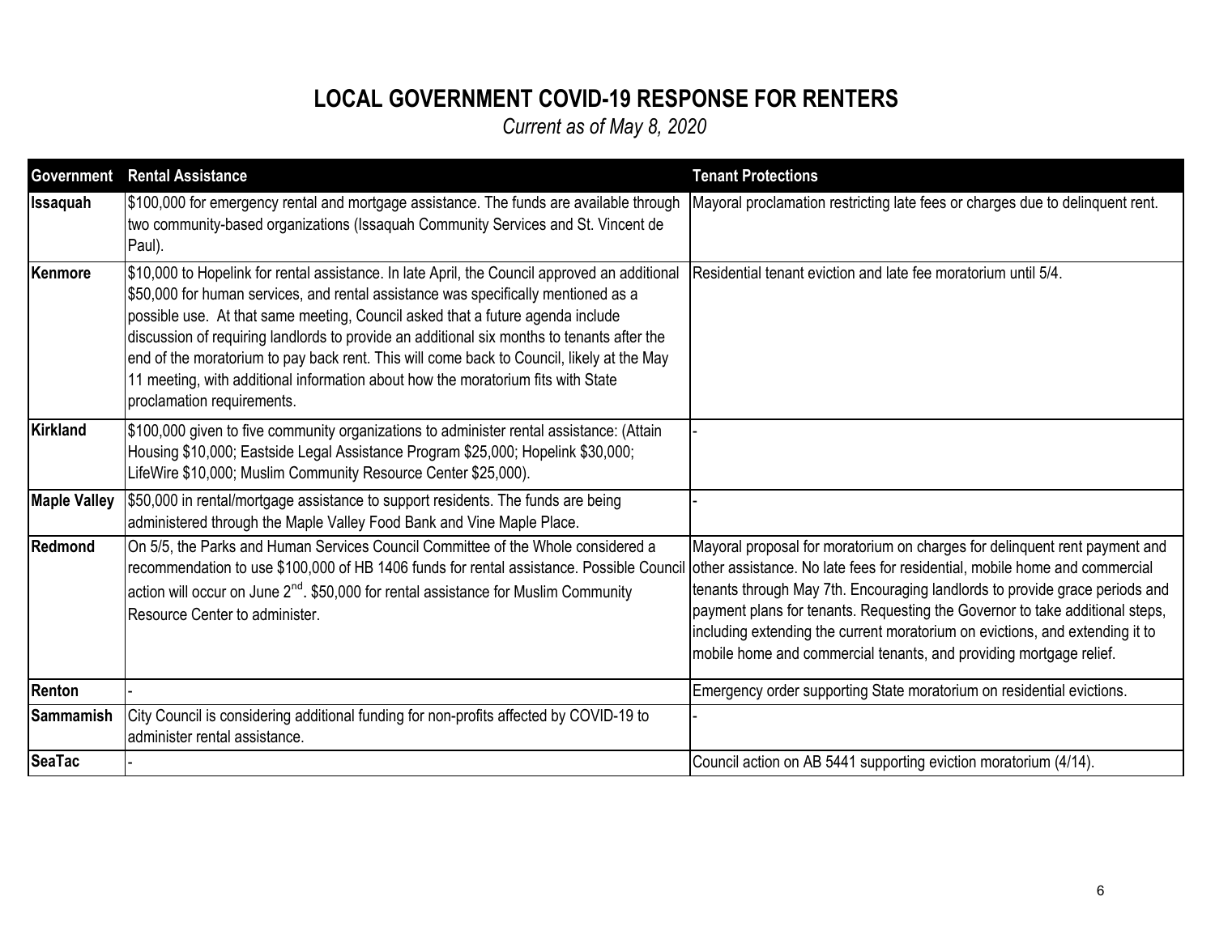# LOCAL GOVERNMENT COVID-19 RESPONSE FOR RENTERS

*Current as of May 8, 2020*

| Government | Rental Assistance | Tenant Protections |
|---|---|---|
| **Issaquah** | $100,000 for emergency rental and mortgage assistance. The funds are available through two community-based organizations (Issaquah Community Services and St. Vincent de Paul). | Mayoral proclamation restricting late fees or charges due to delinquent rent. |
| **Kenmore** | $10,000 to Hopelink for rental assistance. In late April, the Council approved an additional $50,000 for human services, and rental assistance was specifically mentioned as a possible use. At that same meeting, Council asked that a future agenda include discussion of requiring landlords to provide an additional six months to tenants after the end of the moratorium to pay back rent. This will come back to Council, likely at the May 11 meeting, with additional information about how the moratorium fits with State proclamation requirements. | Residential tenant eviction and late fee moratorium until 5/4. |
| **Kirkland** | $100,000 given to five community organizations to administer rental assistance: (Attain Housing $10,000; Eastside Legal Assistance Program $25,000; Hopelink $30,000; LifeWire $10,000; Muslim Community Resource Center $25,000). | - |
| **Maple Valley** | $50,000 in rental/mortgage assistance to support residents. The funds are being administered through the Maple Valley Food Bank and Vine Maple Place. | - |
| **Redmond** | On 5/5, the Parks and Human Services Council Committee of the Whole considered a recommendation to use $100,000 of HB 1406 funds for rental assistance. Possible Council action will occur on June 2nd. $50,000 for rental assistance for Muslim Community Resource Center to administer. | Mayoral proposal for moratorium on charges for delinquent rent payment and other assistance. No late fees for residential, mobile home and commercial tenants through May 7th. Encouraging landlords to provide grace periods and payment plans for tenants. Requesting the Governor to take additional steps, including extending the current moratorium on evictions, and extending it to mobile home and commercial tenants, and providing mortgage relief. |
| **Renton** | - | Emergency order supporting State moratorium on residential evictions. |
| **Sammamish** | City Council is considering additional funding for non-profits affected by COVID-19 to administer rental assistance. | - |
| **SeaTac** | - | Council action on AB 5441 supporting eviction moratorium (4/14). |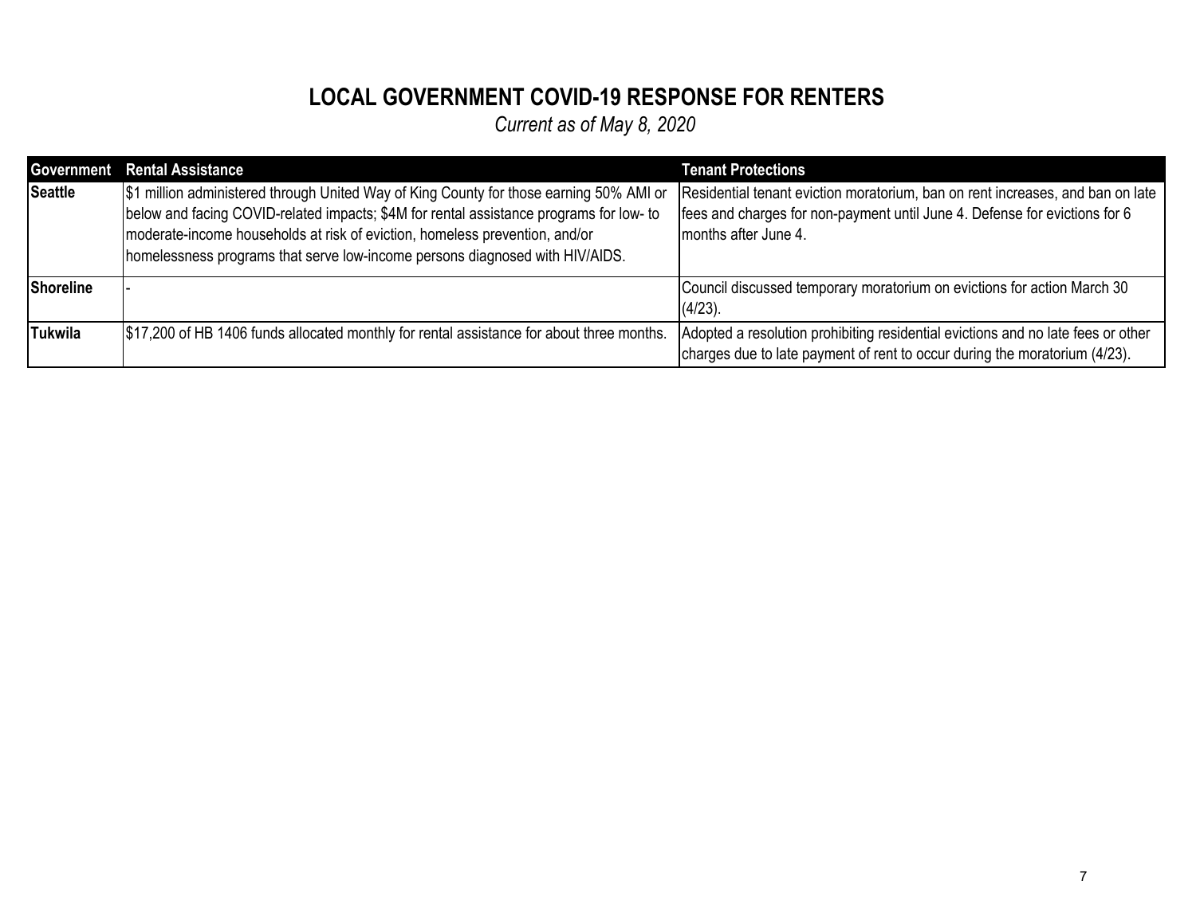# LOCAL GOVERNMENT COVID-19 RESPONSE FOR RENTERS

*Current as of May 8, 2020*

| Government | Rental Assistance | Tenant Protections |
|---|---|---|
| **Seattle** | $1 million administered through United Way of King County for those earning 50% AMI or below and facing COVID-related impacts; $4M for rental assistance programs for low- to moderate-income households at risk of eviction, homeless prevention, and/or homelessness programs that serve low-income persons diagnosed with HIV/AIDS. | Residential tenant eviction moratorium, ban on rent increases, and ban on late fees and charges for non-payment until June 4. Defense for evictions for 6 months after June 4. |
| **Shoreline** | - | Council discussed temporary moratorium on evictions for action March 30 (4/23). |
| **Tukwila** | $17,200 of HB 1406 funds allocated monthly for rental assistance for about three months. | Adopted a resolution prohibiting residential evictions and no late fees or other charges due to late payment of rent to occur during the moratorium (4/23). |